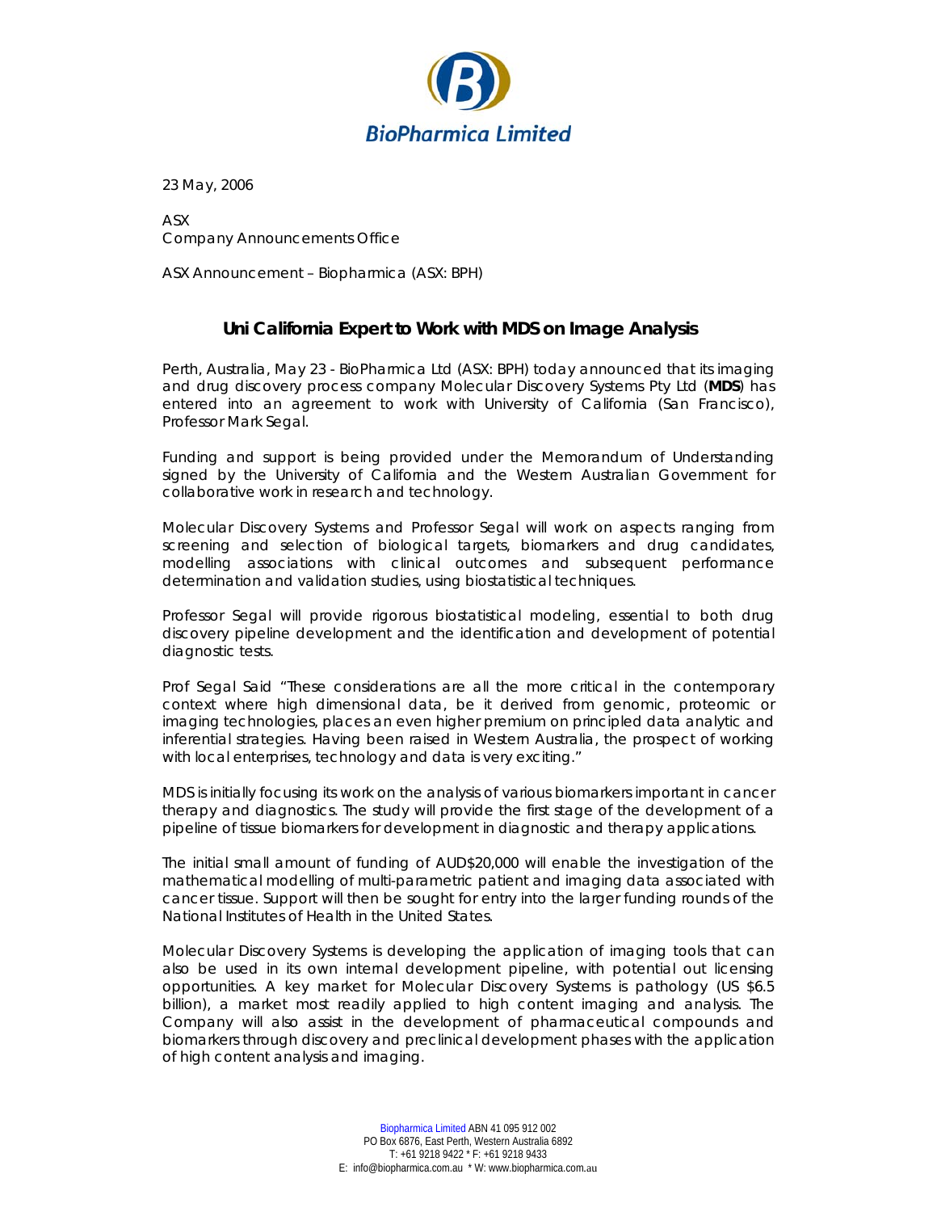BioPharmica Limited

23 May, 2006

ASX
Company Announcements Office

ASX Announcement – Biopharmica (ASX: BPH)

## Uni California Expert to Work with MDS on Image Analysis

Perth, Australia, May 23 - BioPharmica Ltd (ASX: BPH) today announced that its imaging and drug discovery process company Molecular Discovery Systems Pty Ltd (**MDS**) has entered into an agreement to work with University of California (San Francisco), Professor Mark Segal.

Funding and support is being provided under the Memorandum of Understanding signed by the University of California and the Western Australian Government for collaborative work in research and technology.

Molecular Discovery Systems and Professor Segal will work on aspects ranging from screening and selection of biological targets, biomarkers and drug candidates, modelling associations with clinical outcomes and subsequent performance determination and validation studies, using biostatistical techniques.

Professor Segal will provide rigorous biostatistical modeling, essential to both drug discovery pipeline development and the identification and development of potential diagnostic tests.

Prof Segal Said "These considerations are all the more critical in the contemporary context where high dimensional data, be it derived from genomic, proteomic or imaging technologies, places an even higher premium on principled data analytic and inferential strategies. Having been raised in Western Australia, the prospect of working with local enterprises, technology and data is very exciting."

MDS is initially focusing its work on the analysis of various biomarkers important in cancer therapy and diagnostics. The study will provide the first stage of the development of a pipeline of tissue biomarkers for development in diagnostic and therapy applications.

The initial small amount of funding of AUD$20,000 will enable the investigation of the mathematical modelling of multi-parametric patient and imaging data associated with cancer tissue. Support will then be sought for entry into the larger funding rounds of the National Institutes of Health in the United States.

Molecular Discovery Systems is developing the application of imaging tools that can also be used in its own internal development pipeline, with potential out licensing opportunities. A key market for Molecular Discovery Systems is pathology (US $6.5 billion), a market most readily applied to high content imaging and analysis. The Company will also assist in the development of pharmaceutical compounds and biomarkers through discovery and preclinical development phases with the application of high content analysis and imaging.

Biopharmica Limited ABN 41 095 912 002
PO Box 6876, East Perth, Western Australia 6892
T: +61 9218 9422 * F: +61 9218 9433
E: info@biopharmica.com.au * W: www.biopharmica.com.au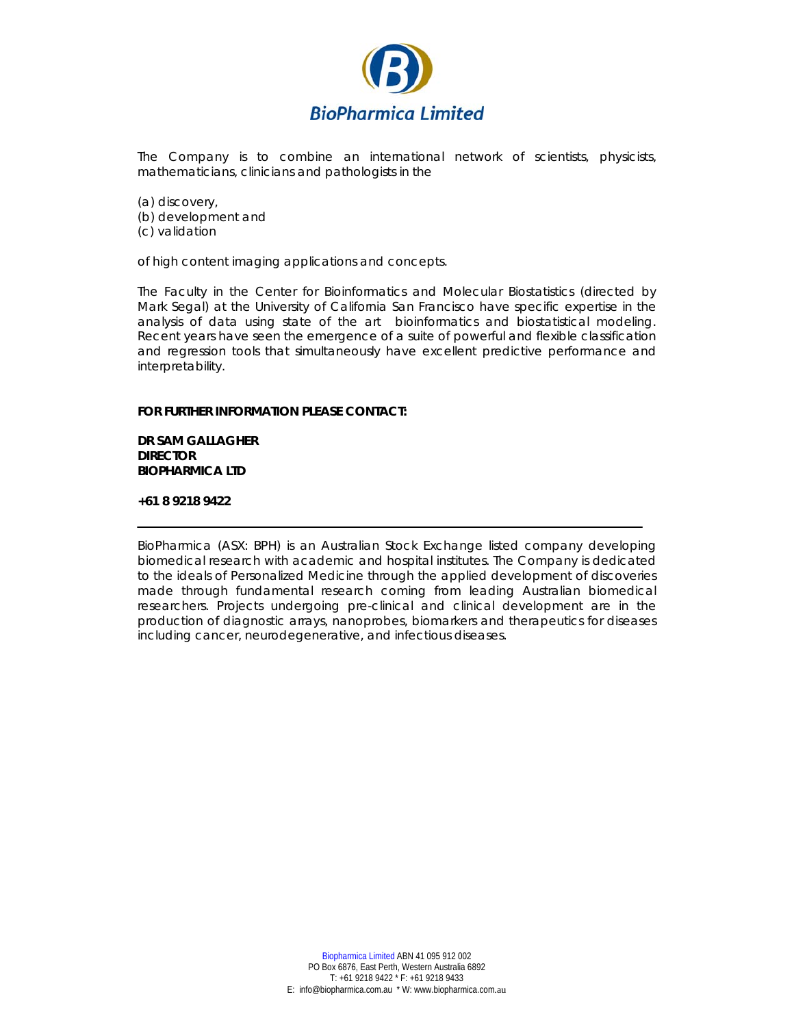The Company is to combine an international network of scientists, physicists, mathematicians, clinicians and pathologists in the

(a) discovery,
(b) development and
(c) validation

of high content imaging applications and concepts.

The Faculty in the Center for Bioinformatics and Molecular Biostatistics (directed by Mark Segal) at the University of California San Francisco have specific expertise in the analysis of data using state of the art bioinformatics and biostatistical modeling. Recent years have seen the emergence of a suite of powerful and flexible classification and regression tools that simultaneously have excellent predictive performance and interpretability.

**FOR FURTHER INFORMATION PLEASE CONTACT:**

**DR SAM GALLAGHER**
**DIRECTOR**
**BIOPHARMICA LTD**

**+61 8 9218 9422**

---

BioPharmica (ASX: BPH) is an Australian Stock Exchange listed company developing biomedical research with academic and hospital institutes. The Company is dedicated to the ideals of Personalized Medicine through the applied development of discoveries made through fundamental research coming from leading Australian biomedical researchers. Projects undergoing pre-clinical and clinical development are in the production of diagnostic arrays, nanoprobes, biomarkers and therapeutics for diseases including cancer, neurodegenerative, and infectious diseases.

Biopharmica Limited ABN 41 095 912 002
PO Box 6876, East Perth, Western Australia 6892
T: +61 9218 9422 * F: +61 9218 9433
E: info@biopharmica.com.au * W: www.biopharmica.com.au